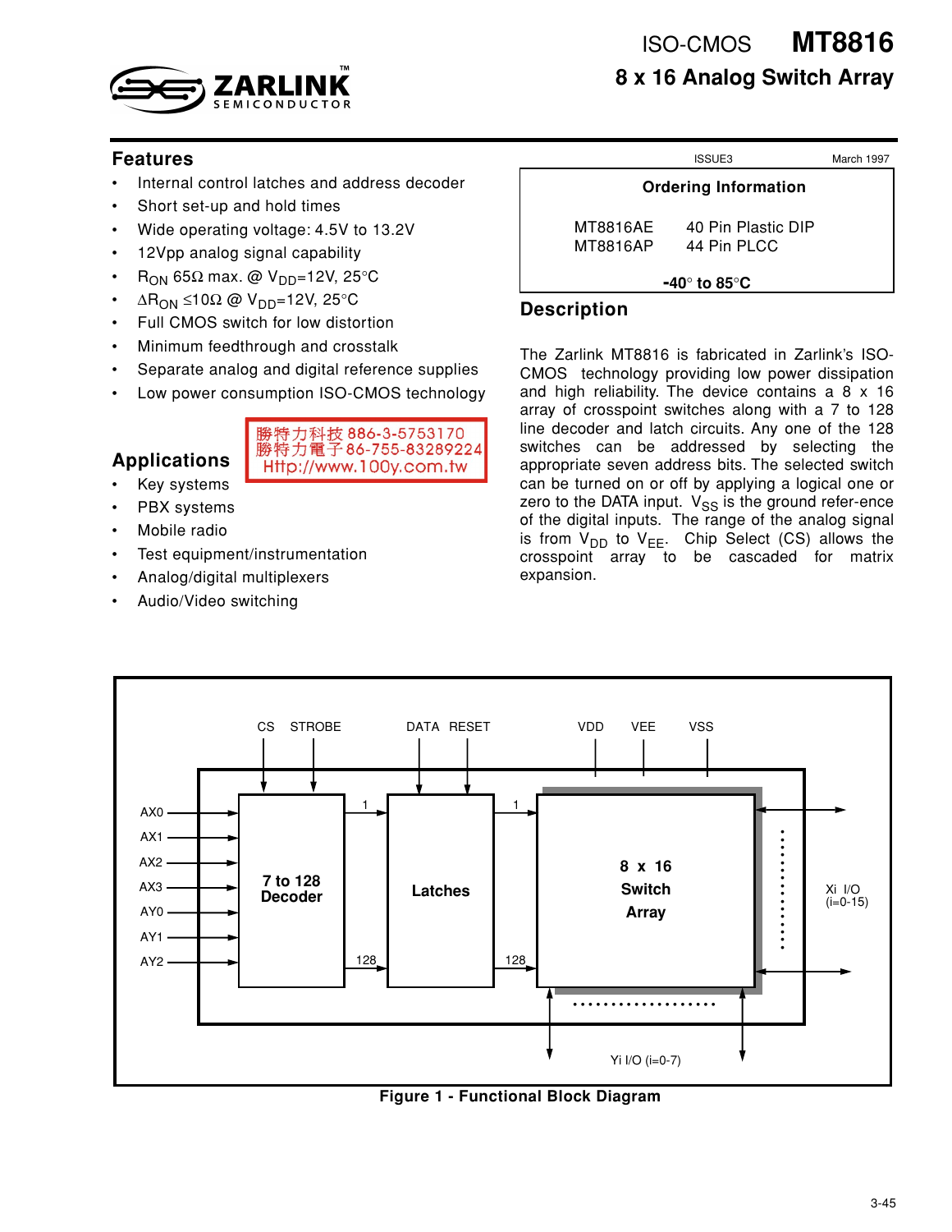# ISO-CMOS MT8816

## 8 x 16 Analog Switch Array

ISSUE3 March 1997

## Features

- Internal control latches and address decoder
- Short set-up and hold times
- Wide operating voltage: 4.5V to 13.2V
- 12Vpp analog signal capability
- $R_{ON}$ 65Ω max. @ $V_{DD}$=12V, 25°C
- $\Delta R_{ON}$ ≤10Ω @ $V_{DD}$=12V, 25°C
- Full CMOS switch for low distortion
- Minimum feedthrough and crosstalk
- Separate analog and digital reference supplies
- Low power consumption ISO-CMOS technology

## Applications

- Key systems
- PBX systems
- Mobile radio
- Test equipment/instrumentation
- Analog/digital multiplexers
- Audio/Video switching

| Ordering Information | |
|---|---|
| MT8816AE | 40 Pin Plastic DIP |
| MT8816AP | 44 Pin PLCC |
| **-40° to 85°C** | |

## Description

The Zarlink MT8816 is fabricated in Zarlink's ISO-CMOS technology providing low power dissipation and high reliability. The device contains a 8 x 16 array of crosspoint switches along with a 7 to 128 line decoder and latch circuits. Any one of the 128 switches can be addressed by selecting the appropriate seven address bits. The selected switch can be turned on or off by applying a logical one or zero to the DATA input. $V_{SS}$ is the ground refer-ence of the digital inputs. The range of the analog signal is from $V_{DD}$ to $V_{EE}$. Chip Select (CS) allows the crosspoint array to be cascaded for matrix expansion.

CS STROBE DATA RESET VDD VEE VSS

AX0 AX1 AX2 AX3 AY0 AY1 AY2

7 to 128 Decoder — Latches — 8 x 16 Switch Array

Xi I/O (i=0-15)

Yi I/O (i=0-7)

**Figure 1 - Functional Block Diagram**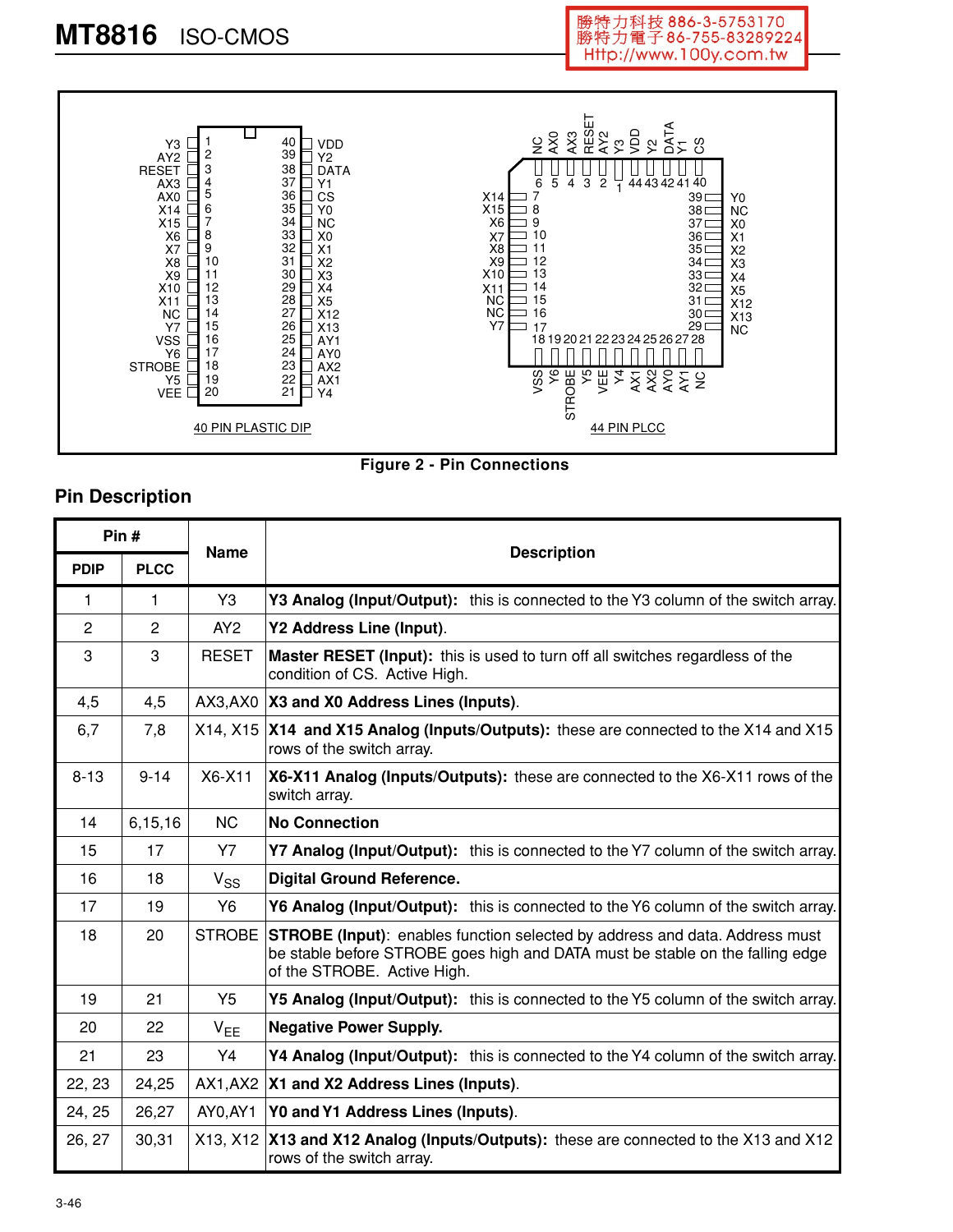Figure 2 - Pin Connections

## Pin Description

| Pin # | | Name | Description |
|---|---|---|---|
| **PDIP** | **PLCC** | | |
| 1 | 1 | Y3 | **Y3 Analog (Input/Output):** this is connected to the Y3 column of the switch array. |
| 2 | 2 | AY2 | **Y2 Address Line (Input)**. |
| 3 | 3 | RESET | **Master RESET (Input):** this is used to turn off all switches regardless of the condition of CS. Active High. |
| 4,5 | 4,5 | AX3,AX0 | **X3 and X0 Address Lines (Inputs)**. |
| 6,7 | 7,8 | X14, X15 | **X14 and X15 Analog (Inputs/Outputs):** these are connected to the X14 and X15 rows of the switch array. |
| 8-13 | 9-14 | X6-X11 | **X6-X11 Analog (Inputs/Outputs):** these are connected to the X6-X11 rows of the switch array. |
| 14 | 6,15,16 | NC | **No Connection** |
| 15 | 17 | Y7 | **Y7 Analog (Input/Output):** this is connected to the Y7 column of the switch array. |
| 16 | 18 | $V_{SS}$ | **Digital Ground Reference.** |
| 17 | 19 | Y6 | **Y6 Analog (Input/Output):** this is connected to the Y6 column of the switch array. |
| 18 | 20 | STROBE | **STROBE (Input)**: enables function selected by address and data. Address must be stable before STROBE goes high and DATA must be stable on the falling edge of the STROBE. Active High. |
| 19 | 21 | Y5 | **Y5 Analog (Input/Output):** this is connected to the Y5 column of the switch array. |
| 20 | 22 | $V_{EE}$ | **Negative Power Supply.** |
| 21 | 23 | Y4 | **Y4 Analog (Input/Output):** this is connected to the Y4 column of the switch array. |
| 22, 23 | 24,25 | AX1,AX2 | **X1 and X2 Address Lines (Inputs)**. |
| 24, 25 | 26,27 | AY0,AY1 | **Y0 and Y1 Address Lines (Inputs)**. |
| 26, 27 | 30,31 | X13, X12 | **X13 and X12 Analog (Inputs/Outputs):** these are connected to the X13 and X12 rows of the switch array. |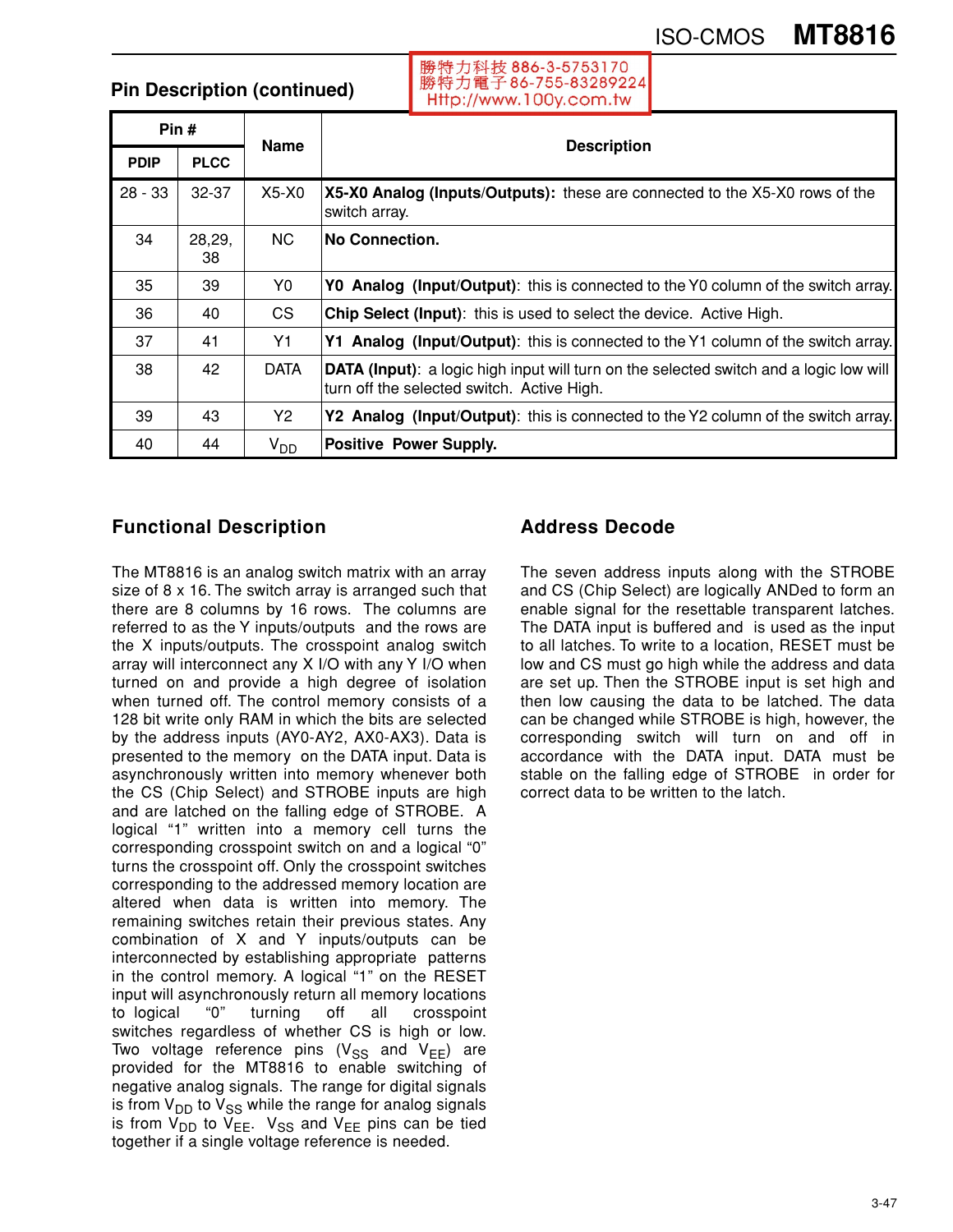## Pin Description (continued)

| Pin # | | Name | Description |
|---|---|---|---|
| PDIP | PLCC | | |
| 28 - 33 | 32-37 | X5-X0 | **X5-X0 Analog (Inputs/Outputs):** these are connected to the X5-X0 rows of the switch array. |
| 34 | 28,29, 38 | NC | **No Connection.** |
| 35 | 39 | Y0 | **Y0 Analog (Input/Output)**: this is connected to the Y0 column of the switch array. |
| 36 | 40 | CS | **Chip Select (Input)**: this is used to select the device. Active High. |
| 37 | 41 | Y1 | **Y1 Analog (Input/Output)**: this is connected to the Y1 column of the switch array. |
| 38 | 42 | DATA | **DATA (Input)**: a logic high input will turn on the selected switch and a logic low will turn off the selected switch. Active High. |
| 39 | 43 | Y2 | **Y2 Analog (Input/Output)**: this is connected to the Y2 column of the switch array. |
| 40 | 44 | $V_{DD}$ | **Positive Power Supply.** |

## Functional Description

The MT8816 is an analog switch matrix with an array size of 8 x 16. The switch array is arranged such that there are 8 columns by 16 rows. The columns are referred to as the Y inputs/outputs and the rows are the X inputs/outputs. The crosspoint analog switch array will interconnect any X I/O with any Y I/O when turned on and provide a high degree of isolation when turned off. The control memory consists of a 128 bit write only RAM in which the bits are selected by the address inputs (AY0-AY2, AX0-AX3). Data is presented to the memory on the DATA input. Data is asynchronously written into memory whenever both the CS (Chip Select) and STROBE inputs are high and are latched on the falling edge of STROBE. A logical "1" written into a memory cell turns the corresponding crosspoint switch on and a logical "0" turns the crosspoint off. Only the crosspoint switches corresponding to the addressed memory location are altered when data is written into memory. The remaining switches retain their previous states. Any combination of X and Y inputs/outputs can be interconnected by establishing appropriate patterns in the control memory. A logical "1" on the RESET input will asynchronously return all memory locations to logical "0" turning off all crosspoint switches regardless of whether CS is high or low. Two voltage reference pins ($V_{SS}$ and $V_{EE}$) are provided for the MT8816 to enable switching of negative analog signals. The range for digital signals is from $V_{DD}$ to $V_{SS}$ while the range for analog signals is from $V_{DD}$ to $V_{EE}$. $V_{SS}$ and $V_{EE}$ pins can be tied together if a single voltage reference is needed.

## Address Decode

The seven address inputs along with the STROBE and CS (Chip Select) are logically ANDed to form an enable signal for the resettable transparent latches. The DATA input is buffered and is used as the input to all latches. To write to a location, RESET must be low and CS must go high while the address and data are set up. Then the STROBE input is set high and then low causing the data to be latched. The data can be changed while STROBE is high, however, the corresponding switch will turn on and off in accordance with the DATA input. DATA must be stable on the falling edge of STROBE in order for correct data to be written to the latch.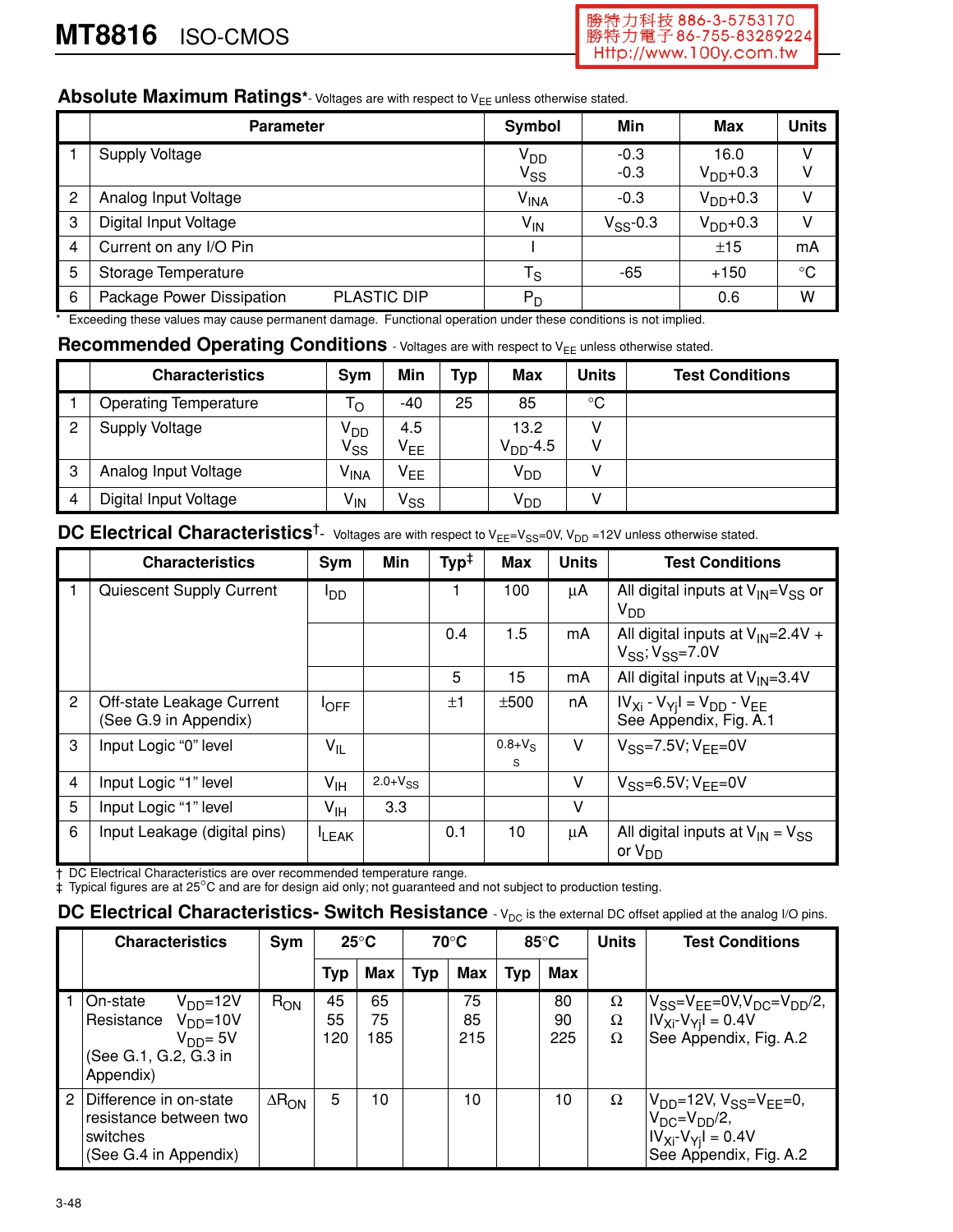## Absolute Maximum Ratings* - Voltages are with respect to $V_{EE}$ unless otherwise stated.

| | Parameter | | Symbol | Min | Max | Units |
|---|---|---|---|---|---|---|
| 1 | Supply Voltage | | $V_{DD}$<br>$V_{SS}$ | -0.3<br>-0.3 | 16.0<br>$V_{DD}$+0.3 | V<br>V |
| 2 | Analog Input Voltage | | $V_{INA}$ | -0.3 | $V_{DD}$+0.3 | V |
| 3 | Digital Input Voltage | | $V_{IN}$ | $V_{SS}$-0.3 | $V_{DD}$+0.3 | V |
| 4 | Current on any I/O Pin | | I | | ±15 | mA |
| 5 | Storage Temperature | | $T_S$ | -65 | +150 | °C |
| 6 | Package Power Dissipation | PLASTIC DIP | $P_D$ | | 0.6 | W |

\* Exceeding these values may cause permanent damage. Functional operation under these conditions is not implied.

## Recommended Operating Conditions - Voltages are with respect to $V_{EE}$ unless otherwise stated.

| | Characteristics | Sym | Min | Typ | Max | Units | Test Conditions |
|---|---|---|---|---|---|---|---|
| 1 | Operating Temperature | $T_O$ | -40 | 25 | 85 | °C | |
| 2 | Supply Voltage | $V_{DD}$<br>$V_{SS}$ | 4.5<br>$V_{EE}$ | | 13.2<br>$V_{DD}$-4.5 | V<br>V | |
| 3 | Analog Input Voltage | $V_{INA}$ | $V_{EE}$ | | $V_{DD}$ | V | |
| 4 | Digital Input Voltage | $V_{IN}$ | $V_{SS}$ | | $V_{DD}$ | V | |

## DC Electrical Characteristics† - Voltages are with respect to $V_{EE}$=$V_{SS}$=0V, $V_{DD}$ =12V unless otherwise stated.

| | Characteristics | Sym | Min | Typ‡ | Max | Units | Test Conditions |
|---|---|---|---|---|---|---|---|
| 1 | Quiescent Supply Current | $I_{DD}$ | | 1 | 100 | μA | All digital inputs at $V_{IN}$=$V_{SS}$ or $V_{DD}$ |
| | | | | 0.4 | 1.5 | mA | All digital inputs at $V_{IN}$=2.4V + $V_{SS}$; $V_{SS}$=7.0V |
| | | | | 5 | 15 | mA | All digital inputs at $V_{IN}$=3.4V |
| 2 | Off-state Leakage Current (See G.9 in Appendix) | $I_{OFF}$ | | ±1 | ±500 | nA | $\lvert V_{Xi} - V_{Yj}\rvert = V_{DD} - V_{EE}$<br>See Appendix, Fig. A.1 |
| 3 | Input Logic "0" level | $V_{IL}$ | | | 0.8+$V_{SS}$ | V | $V_{SS}$=7.5V; $V_{EE}$=0V |
| 4 | Input Logic "1" level | $V_{IH}$ | 2.0+$V_{SS}$ | | | V | $V_{SS}$=6.5V; $V_{EE}$=0V |
| 5 | Input Logic "1" level | $V_{IH}$ | 3.3 | | | V | |
| 6 | Input Leakage (digital pins) | $I_{LEAK}$ | | 0.1 | 10 | μA | All digital inputs at $V_{IN}$ = $V_{SS}$ or $V_{DD}$ |

† DC Electrical Characteristics are over recommended temperature range.
‡ Typical figures are at 25°C and are for design aid only; not guaranteed and not subject to production testing.

## DC Electrical Characteristics- Switch Resistance - $V_{DC}$ is the external DC offset applied at the analog I/O pins.

| | Characteristics | Sym | 25°C | | 70°C | | 85°C | | Units | Test Conditions |
|---|---|---|---|---|---|---|---|---|---|---|
| | | | Typ | Max | Typ | Max | Typ | Max | | |
| 1 | On-state Resistance $V_{DD}$=12V<br>$V_{DD}$=10V<br>$V_{DD}$= 5V<br>(See G.1, G.2, G.3 in Appendix) | $R_{ON}$ | 45<br>55<br>120 | 65<br>75<br>185 | | 75<br>85<br>215 | | 80<br>90<br>225 | Ω<br>Ω<br>Ω | $V_{SS}$=$V_{EE}$=0V,$V_{DC}$=$V_{DD}$/2,<br>$\lvert V_{Xi}-V_{Yj}\rvert$ = 0.4V<br>See Appendix, Fig. A.2 |
| 2 | Difference in on-state resistance between two switches<br>(See G.4 in Appendix) | $\Delta R_{ON}$ | 5 | 10 | | 10 | | 10 | Ω | $V_{DD}$=12V, $V_{SS}$=$V_{EE}$=0,<br>$V_{DC}$=$V_{DD}$/2,<br>$\lvert V_{Xi}-V_{Yj}\rvert$ = 0.4V<br>See Appendix, Fig. A.2 |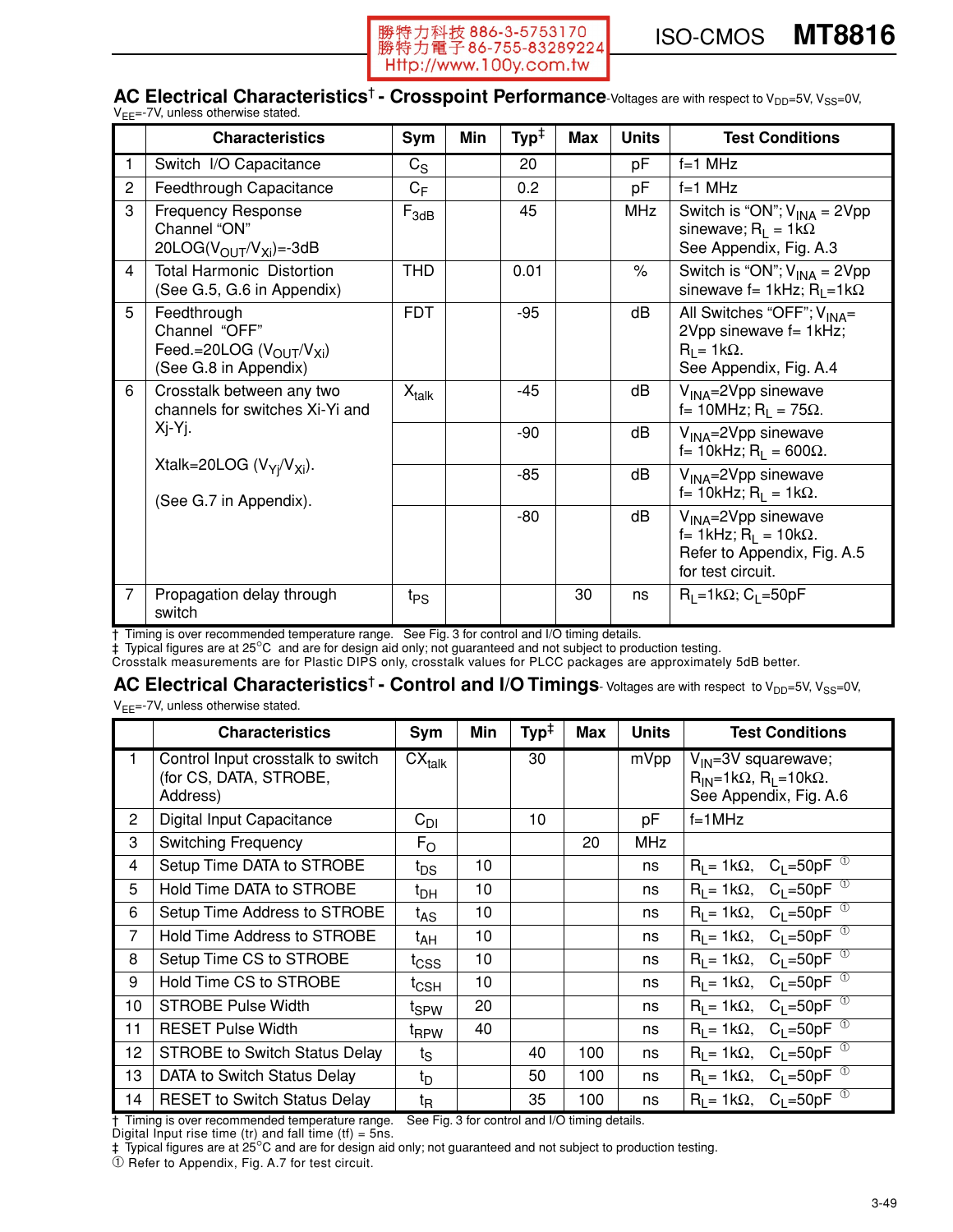## AC Electrical Characteristics† - Crosspoint Performance

Voltages are with respect to $V_{DD}$=5V, $V_{SS}$=0V, $V_{EE}$=-7V, unless otherwise stated.

| | Characteristics | Sym | Min | Typ‡ | Max | Units | Test Conditions |
|---|---|---|---|---|---|---|---|
| 1 | Switch I/O Capacitance | $C_S$ | | 20 | | pF | f=1 MHz |
| 2 | Feedthrough Capacitance | $C_F$ | | 0.2 | | pF | f=1 MHz |
| 3 | Frequency Response Channel "ON" 20LOG($V_{OUT}/V_{Xi}$)=-3dB | $F_{3dB}$ | | 45 | | MHz | Switch is "ON"; $V_{INA}$ = 2Vpp sinewave; $R_L$ = 1kΩ See Appendix, Fig. A.3 |
| 4 | Total Harmonic Distortion (See G.5, G.6 in Appendix) | THD | | 0.01 | | % | Switch is "ON"; $V_{INA}$ = 2Vpp sinewave f= 1kHz; $R_L$=1kΩ |
| 5 | Feedthrough Channel "OFF" Feed.=20LOG ($V_{OUT}/V_{Xi}$) (See G.8 in Appendix) | FDT | | -95 | | dB | All Switches "OFF"; $V_{INA}$= 2Vpp sinewave f= 1kHz; $R_L$= 1kΩ. See Appendix, Fig. A.4 |
| 6 | Crosstalk between any two channels for switches Xi-Yi and Xj-Yj. Xtalk=20LOG ($V_{Yj}/V_{Xi}$). (See G.7 in Appendix). | $X_{talk}$ | | -45 | | dB | $V_{INA}$=2Vpp sinewave f= 10MHz; $R_L$ = 75Ω. |
| | | | | -90 | | dB | $V_{INA}$=2Vpp sinewave f= 10kHz; $R_L$ = 600Ω. |
| | | | | -85 | | dB | $V_{INA}$=2Vpp sinewave f= 10kHz; $R_L$ = 1kΩ. |
| | | | | -80 | | dB | $V_{INA}$=2Vpp sinewave f= 1kHz; $R_L$ = 10kΩ. Refer to Appendix, Fig. A.5 for test circuit. |
| 7 | Propagation delay through switch | $t_{PS}$ | | | 30 | ns | $R_L$=1kΩ; $C_L$=50pF |

† Timing is over recommended temperature range. See Fig. 3 for control and I/O timing details.
‡ Typical figures are at 25°C and are for design aid only; not guaranteed and not subject to production testing.
Crosstalk measurements are for Plastic DIPS only, crosstalk values for PLCC packages are approximately 5dB better.

## AC Electrical Characteristics† - Control and I/O Timings

Voltages are with respect to $V_{DD}$=5V, $V_{SS}$=0V, $V_{EE}$=-7V, unless otherwise stated.

| | Characteristics | Sym | Min | Typ‡ | Max | Units | Test Conditions |
|---|---|---|---|---|---|---|---|
| 1 | Control Input crosstalk to switch (for CS, DATA, STROBE, Address) | $CX_{talk}$ | | 30 | | mVpp | $V_{IN}$=3V squarewave; $R_{IN}$=1kΩ, $R_L$=10kΩ. See Appendix, Fig. A.6 |
| 2 | Digital Input Capacitance | $C_{DI}$ | | 10 | | pF | f=1MHz |
| 3 | Switching Frequency | $F_O$ | | | 20 | MHz | |
| 4 | Setup Time DATA to STROBE | $t_{DS}$ | 10 | | | ns | $R_L$= 1kΩ, $C_L$=50pF ① |
| 5 | Hold Time DATA to STROBE | $t_{DH}$ | 10 | | | ns | $R_L$= 1kΩ, $C_L$=50pF ① |
| 6 | Setup Time Address to STROBE | $t_{AS}$ | 10 | | | ns | $R_L$= 1kΩ, $C_L$=50pF ① |
| 7 | Hold Time Address to STROBE | $t_{AH}$ | 10 | | | ns | $R_L$= 1kΩ, $C_L$=50pF ① |
| 8 | Setup Time CS to STROBE | $t_{CSS}$ | 10 | | | ns | $R_L$= 1kΩ, $C_L$=50pF ① |
| 9 | Hold Time CS to STROBE | $t_{CSH}$ | 10 | | | ns | $R_L$= 1kΩ, $C_L$=50pF ① |
| 10 | STROBE Pulse Width | $t_{SPW}$ | 20 | | | ns | $R_L$= 1kΩ, $C_L$=50pF ① |
| 11 | RESET Pulse Width | $t_{RPW}$ | 40 | | | ns | $R_L$= 1kΩ, $C_L$=50pF ① |
| 12 | STROBE to Switch Status Delay | $t_S$ | | 40 | 100 | ns | $R_L$= 1kΩ, $C_L$=50pF ① |
| 13 | DATA to Switch Status Delay | $t_D$ | | 50 | 100 | ns | $R_L$= 1kΩ, $C_L$=50pF ① |
| 14 | RESET to Switch Status Delay | $t_R$ | | 35 | 100 | ns | $R_L$= 1kΩ, $C_L$=50pF ① |

† Timing is over recommended temperature range. See Fig. 3 for control and I/O timing details.
Digital Input rise time (tr) and fall time (tf) = 5ns.
‡ Typical figures are at 25°C and are for design aid only; not guaranteed and not subject to production testing.
① Refer to Appendix, Fig. A.7 for test circuit.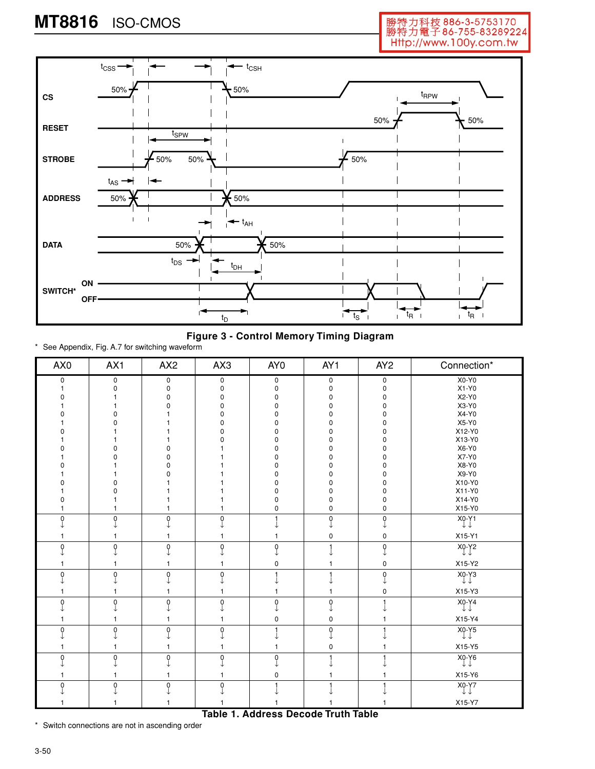Figure 3 - Control Memory Timing Diagram

* See Appendix, Fig. A.7 for switching waveform

| AX0 | AX1 | AX2 | AX3 | AY0 | AY1 | AY2 | Connection* |
|---|---|---|---|---|---|---|---|
| 0 | 0 | 0 | 0 | 0 | 0 | 0 | X0-Y0 |
| 1 | 0 | 0 | 0 | 0 | 0 | 0 | X1-Y0 |
| 0 | 1 | 0 | 0 | 0 | 0 | 0 | X2-Y0 |
| 1 | 1 | 0 | 0 | 0 | 0 | 0 | X3-Y0 |
| 0 | 0 | 1 | 0 | 0 | 0 | 0 | X4-Y0 |
| 1 | 0 | 1 | 0 | 0 | 0 | 0 | X5-Y0 |
| 0 | 1 | 1 | 0 | 0 | 0 | 0 | X12-Y0 |
| 1 | 1 | 1 | 0 | 0 | 0 | 0 | X13-Y0 |
| 0 | 0 | 0 | 1 | 0 | 0 | 0 | X6-Y0 |
| 1 | 0 | 0 | 1 | 0 | 0 | 0 | X7-Y0 |
| 0 | 1 | 0 | 1 | 0 | 0 | 0 | X8-Y0 |
| 1 | 1 | 0 | 1 | 0 | 0 | 0 | X9-Y0 |
| 0 | 0 | 1 | 1 | 0 | 0 | 0 | X10-Y0 |
| 1 | 0 | 1 | 1 | 0 | 0 | 0 | X11-Y0 |
| 0 | 1 | 1 | 1 | 0 | 0 | 0 | X14-Y0 |
| 1 | 1 | 1 | 1 | 0 | 0 | 0 | X15-Y0 |
| 0 ↓ 1 | 0 ↓ 1 | 0 ↓ 1 | 0 ↓ 1 | 1 ↓ 1 | 0 ↓ 0 | 0 ↓ 0 | X0-Y1 ↓↓ X15-Y1 |
| 0 ↓ 1 | 0 ↓ 1 | 0 ↓ 1 | 0 ↓ 1 | 0 ↓ 0 | 1 ↓ 1 | 0 ↓ 0 | X0-Y2 ↓↓ X15-Y2 |
| 0 ↓ 1 | 0 ↓ 1 | 0 ↓ 1 | 0 ↓ 1 | 1 ↓ 1 | 1 ↓ 1 | 0 ↓ 0 | X0-Y3 ↓↓ X15-Y3 |
| 0 ↓ 1 | 0 ↓ 1 | 0 ↓ 1 | 0 ↓ 1 | 0 ↓ 0 | 0 ↓ 0 | 1 ↓ 1 | X0-Y4 ↓↓ X15-Y4 |
| 0 ↓ 1 | 0 ↓ 1 | 0 ↓ 1 | 0 ↓ 1 | 1 ↓ 1 | 0 ↓ 0 | 1 ↓ 1 | X0-Y5 ↓↓ X15-Y5 |
| 0 ↓ 1 | 0 ↓ 1 | 0 ↓ 1 | 0 ↓ 1 | 0 ↓ 0 | 1 ↓ 1 | 1 ↓ 1 | X0-Y6 ↓↓ X15-Y6 |
| 0 ↓ 1 | 0 ↓ 1 | 0 ↓ 1 | 0 ↓ 1 | 1 ↓ 1 | 1 ↓ 1 | 1 ↓ 1 | X0-Y7 ↓↓ X15-Y7 |

Table 1. Address Decode Truth Table

* Switch connections are not in ascending order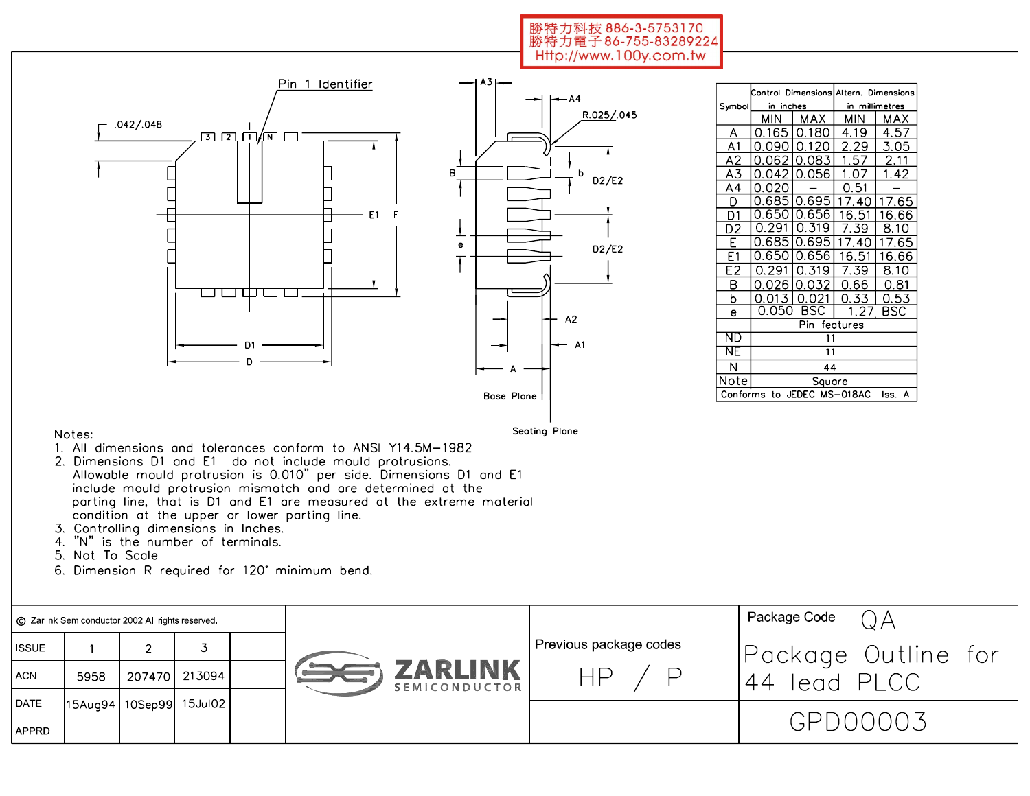勝特力科技 886-3-5753170
勝特力電子 86-755-83289224
Http://www.100y.com.tw

| Symbol | Control Dimensions in inches | | Altern. Dimensions in millimetres | |
|---|---|---|---|---|
| | MIN | MAX | MIN | MAX |
| A | 0.165 | 0.180 | 4.19 | 4.57 |
| A1 | 0.090 | 0.120 | 2.29 | 3.05 |
| A2 | 0.062 | 0.083 | 1.57 | 2.11 |
| A3 | 0.042 | 0.056 | 1.07 | 1.42 |
| A4 | 0.020 | – | 0.51 | – |
| D | 0.685 | 0.695 | 17.40 | 17.65 |
| D1 | 0.650 | 0.656 | 16.51 | 16.66 |
| D2 | 0.291 | 0.319 | 7.39 | 8.10 |
| E | 0.685 | 0.695 | 17.40 | 17.65 |
| E1 | 0.650 | 0.656 | 16.51 | 16.66 |
| E2 | 0.291 | 0.319 | 7.39 | 8.10 |
| B | 0.026 | 0.032 | 0.66 | 0.81 |
| b | 0.013 | 0.021 | 0.33 | 0.53 |
| e | 0.050 BSC | | 1.27 BSC | |
| | Pin features | | | |
| ND | 11 | | | |
| NE | 11 | | | |
| N | 44 | | | |
| Note | Square | | | |

Conforms to JEDEC MS-018AC Iss. A

Notes:

1. All dimensions and tolerances conform to ANSI Y14.5M-1982
2. Dimensions D1 and E1 do not include mould protrusions. Allowable mould protrusion is 0.010" per side. Dimensions D1 and E1 include mould protrusion mismatch and are determined at the parting line, that is D1 and E1 are measured at the extreme material condition at the upper or lower parting line.
3. Controlling dimensions in Inches.
4. "N" is the number of terminals.
5. Not To Scale
6. Dimension R required for 120° minimum bend.

© Zarlink Semiconductor 2002 All rights reserved.

| ISSUE | 1 | 2 | 3 | |
|---|---|---|---|---|
| ACN | 5958 | 207470 | 213094 | |
| DATE | 15Aug94 | 10Sep99 | 15Jul02 | |
| APPRD. | | | | |

ZARLINK SEMICONDUCTOR

Previous package codes: HP / P

Package Code: QA

Package Outline for 44 lead PLCC

GPD00003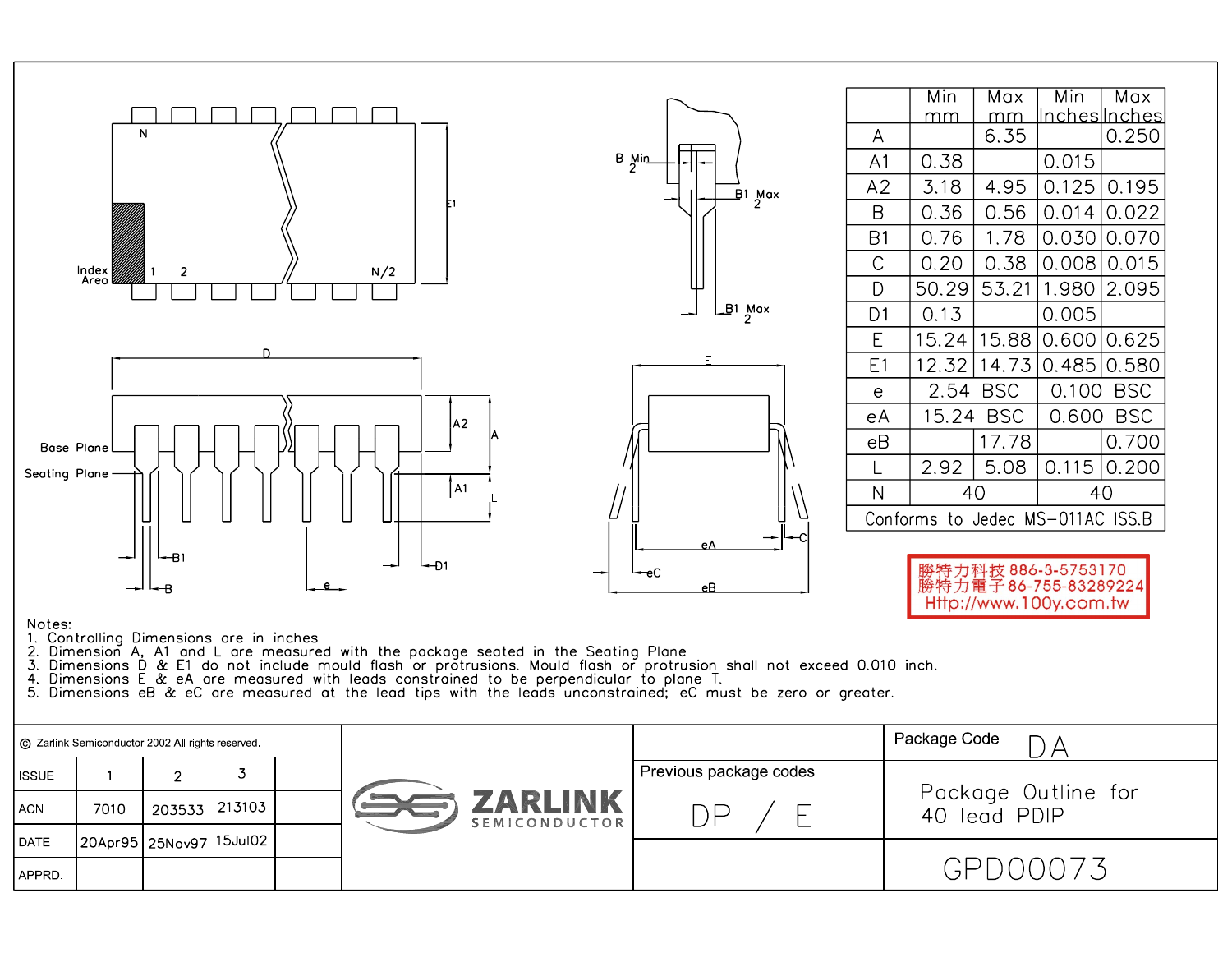| | Min mm | Max mm | Min Inches | Max Inches |
|---|---|---|---|---|
| A | | 6.35 | | 0.250 |
| A1 | 0.38 | | 0.015 | |
| A2 | 3.18 | 4.95 | 0.125 | 0.195 |
| B | 0.36 | 0.56 | 0.014 | 0.022 |
| B1 | 0.76 | 1.78 | 0.030 | 0.070 |
| C | 0.20 | 0.38 | 0.008 | 0.015 |
| D | 50.29 | 53.21 | 1.980 | 2.095 |
| D1 | 0.13 | | 0.005 | |
| E | 15.24 | 15.88 | 0.600 | 0.625 |
| E1 | 12.32 | 14.73 | 0.485 | 0.580 |
| e | 2.54 BSC | | 0.100 BSC | |
| eA | 15.24 BSC | | 0.600 BSC | |
| eB | | 17.78 | | 0.700 |
| L | 2.92 | 5.08 | 0.115 | 0.200 |
| N | 40 | | 40 | |
| Conforms to Jedec MS-011AC ISS.B | | | | |

勝特力科技 886-3-5753170
勝特力電子 86-755-83289224
Http://www.100y.com.tw

Notes:
1. Controlling Dimensions are in inches
2. Dimension A, A1 and L are measured with the package seated in the Seating Plane
3. Dimensions D & E1 do not include mould flash or protrusions. Mould flash or protrusion shall not exceed 0.010 inch.
4. Dimensions E & eA are measured with leads constrained to be perpendicular to plane T.
5. Dimensions eB & eC are measured at the lead tips with the leads unconstrained; eC must be zero or greater.

© Zarlink Semiconductor 2002 All rights reserved.

| ISSUE | 1 | 2 | 3 | |
|---|---|---|---|---|
| ACN | 7010 | 203533 | 213103 | |
| DATE | 20Apr95 | 25Nov97 | 15Jul02 | |
| APPRD. | | | | |

ZARLINK SEMICONDUCTOR

Previous package codes: DP / E

Package Code: DA

Package Outline for 40 lead PDIP

GPD00073